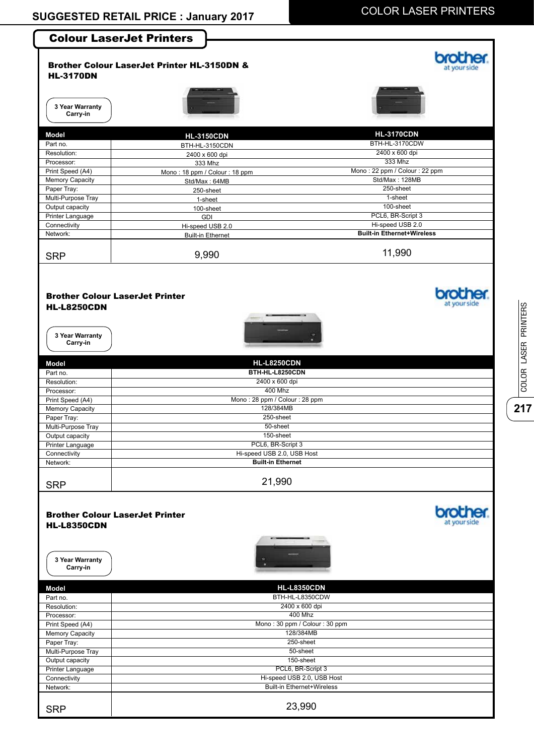## Colour LaserJet Printers

### Brother Colour LaserJet Printer HL-3150DN & HL-3170DN

brother at your side

3 Year Warranty Carry-in

| Model | HL-3150CDN | HL-3170CDN |
|---|---|---|
| Part no. | BTH-HL-3150CDN | BTH-HL-3170CDW |
| Resolution: | 2400 x 600 dpi | 2400 x 600 dpi |
| Processor: | 333 Mhz | 333 Mhz |
| Print Speed (A4) | Mono : 18 ppm / Colour : 18 ppm | Mono : 22 ppm / Colour : 22 ppm |
| Memory Capacity | Std/Max : 64MB | Std/Max : 128MB |
| Paper Tray: | 250-sheet | 250-sheet |
| Multi-Purpose Tray | 1-sheet | 1-sheet |
| Output capacity | 100-sheet | 100-sheet |
| Printer Language | GDI | PCL6, BR-Script 3 |
| Connectivity | Hi-speed USB 2.0 | Hi-speed USB 2.0 |
| Network: | Built-in Ethernet | **Built-in Ethernet+Wireless** |
| SRP | 9,990 | 11,990 |

### Brother Colour LaserJet Printer HL-L8250CDN

brother at your side

3 Year Warranty Carry-in

| Model | HL-L8250CDN |
|---|---|
| Part no. | **BTH-HL-L8250CDN** |
| Resolution: | 2400 x 600 dpi |
| Processor: | 400 Mhz |
| Print Speed (A4) | Mono : 28 ppm / Colour : 28 ppm |
| Memory Capacity | 128/384MB |
| Paper Tray: | 250-sheet |
| Multi-Purpose Tray | 50-sheet |
| Output capacity | 150-sheet |
| Printer Language | PCL6, BR-Script 3 |
| Connectivity | Hi-speed USB 2.0, USB Host |
| Network: | **Built-in Ethernet** |
| SRP | 21,990 |

### Brother Colour LaserJet Printer HL-L8350CDN

brother at your side

3 Year Warranty Carry-in

| Model | HL-L8350CDN |
|---|---|
| Part no. | BTH-HL-L8350CDW |
| Resolution: | 2400 x 600 dpi |
| Processor: | 400 Mhz |
| Print Speed (A4) | Mono : 30 ppm / Colour : 30 ppm |
| Memory Capacity | 128/384MB |
| Paper Tray: | 250-sheet |
| Multi-Purpose Tray | 50-sheet |
| Output capacity | 150-sheet |
| Printer Language | PCL6, BR-Script 3 |
| Connectivity | Hi-speed USB 2.0, USB Host |
| Network: | Built-in Ethernet+Wireless |
| SRP | 23,990 |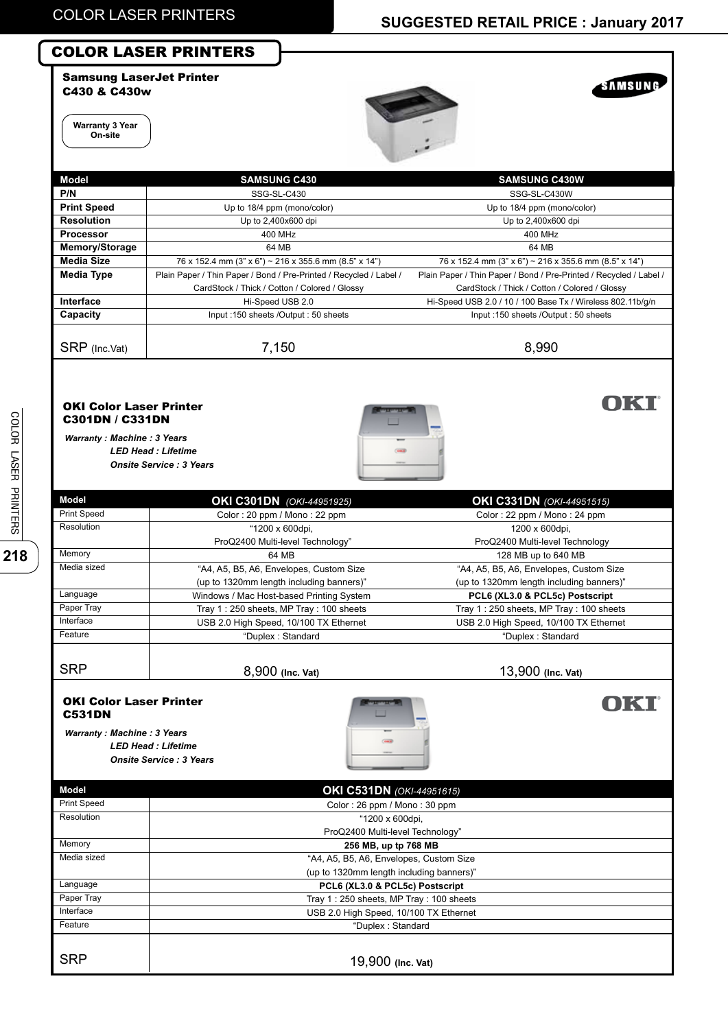## COLOR LASER PRINTERS

### Samsung LaserJet Printer C430 & C430w

Warranty 3 Year On-site

SAMSUNG

| Model | SAMSUNG C430 | SAMSUNG C430W |
|---|---|---|
| P/N | SSG-SL-C430 | SSG-SL-C430W |
| Print Speed | Up to 18/4 ppm (mono/color) | Up to 18/4 ppm (mono/color) |
| Resolution | Up to 2,400x600 dpi | Up to 2,400x600 dpi |
| Processor | 400 MHz | 400 MHz |
| Memory/Storage | 64 MB | 64 MB |
| Media Size | 76 x 152.4 mm (3" x 6") ~ 216 x 355.6 mm (8.5" x 14") | 76 x 152.4 mm (3" x 6") ~ 216 x 355.6 mm (8.5" x 14") |
| Media Type | Plain Paper / Thin Paper / Bond / Pre-Printed / Recycled / Label / CardStock / Thick / Cotton / Colored / Glossy | Plain Paper / Thin Paper / Bond / Pre-Printed / Recycled / Label / CardStock / Thick / Cotton / Colored / Glossy |
| Interface | Hi-Speed USB 2.0 | Hi-Speed USB 2.0 / 10 / 100 Base Tx / Wireless 802.11b/g/n |
| Capacity | Input :150 sheets /Output : 50 sheets | Input :150 sheets /Output : 50 sheets |
| SRP (Inc.Vat) | 7,150 | 8,990 |

### OKI Color Laser Printer C301DN / C331DN

***Warranty : Machine : 3 Years***
***LED Head : Lifetime***
***Onsite Service : 3 Years***

OKI

| Model | OKI C301DN *(OKI-44951925)* | OKI C331DN *(OKI-44951515)* |
|---|---|---|
| Print Speed | Color : 20 ppm / Mono : 22 ppm | Color : 22 ppm / Mono : 24 ppm |
| Resolution | "1200 x 600dpi, ProQ2400 Multi-level Technology" | 1200 x 600dpi, ProQ2400 Multi-level Technology |
| Memory | 64 MB | 128 MB up to 640 MB |
| Media sized | "A4, A5, B5, A6, Envelopes, Custom Size (up to 1320mm length including banners)" | "A4, A5, B5, A6, Envelopes, Custom Size (up to 1320mm length including banners)" |
| Language | Windows / Mac Host-based Printing System | **PCL6 (XL3.0 & PCL5c) Postscript** |
| Paper Tray | Tray 1 : 250 sheets, MP Tray : 100 sheets | Tray 1 : 250 sheets, MP Tray : 100 sheets |
| Interface | USB 2.0 High Speed, 10/100 TX Ethernet | USB 2.0 High Speed, 10/100 TX Ethernet |
| Feature | "Duplex : Standard | "Duplex : Standard |
| SRP | 8,900 **(Inc. Vat)** | 13,900 **(Inc. Vat)** |

### OKI Color Laser Printer C531DN

***Warranty : Machine : 3 Years***
***LED Head : Lifetime***
***Onsite Service : 3 Years***

OKI

| Model | OKI C531DN *(OKI-44951615)* |
|---|---|
| Print Speed | Color : 26 ppm / Mono : 30 ppm |
| Resolution | "1200 x 600dpi, ProQ2400 Multi-level Technology" |
| Memory | **256 MB, up tp 768 MB** |
| Media sized | "A4, A5, B5, A6, Envelopes, Custom Size (up to 1320mm length including banners)" |
| Language | **PCL6 (XL3.0 & PCL5c) Postscript** |
| Paper Tray | Tray 1 : 250 sheets, MP Tray : 100 sheets |
| Interface | USB 2.0 High Speed, 10/100 TX Ethernet |
| Feature | "Duplex : Standard |
| SRP | 19,900 **(Inc. Vat)** |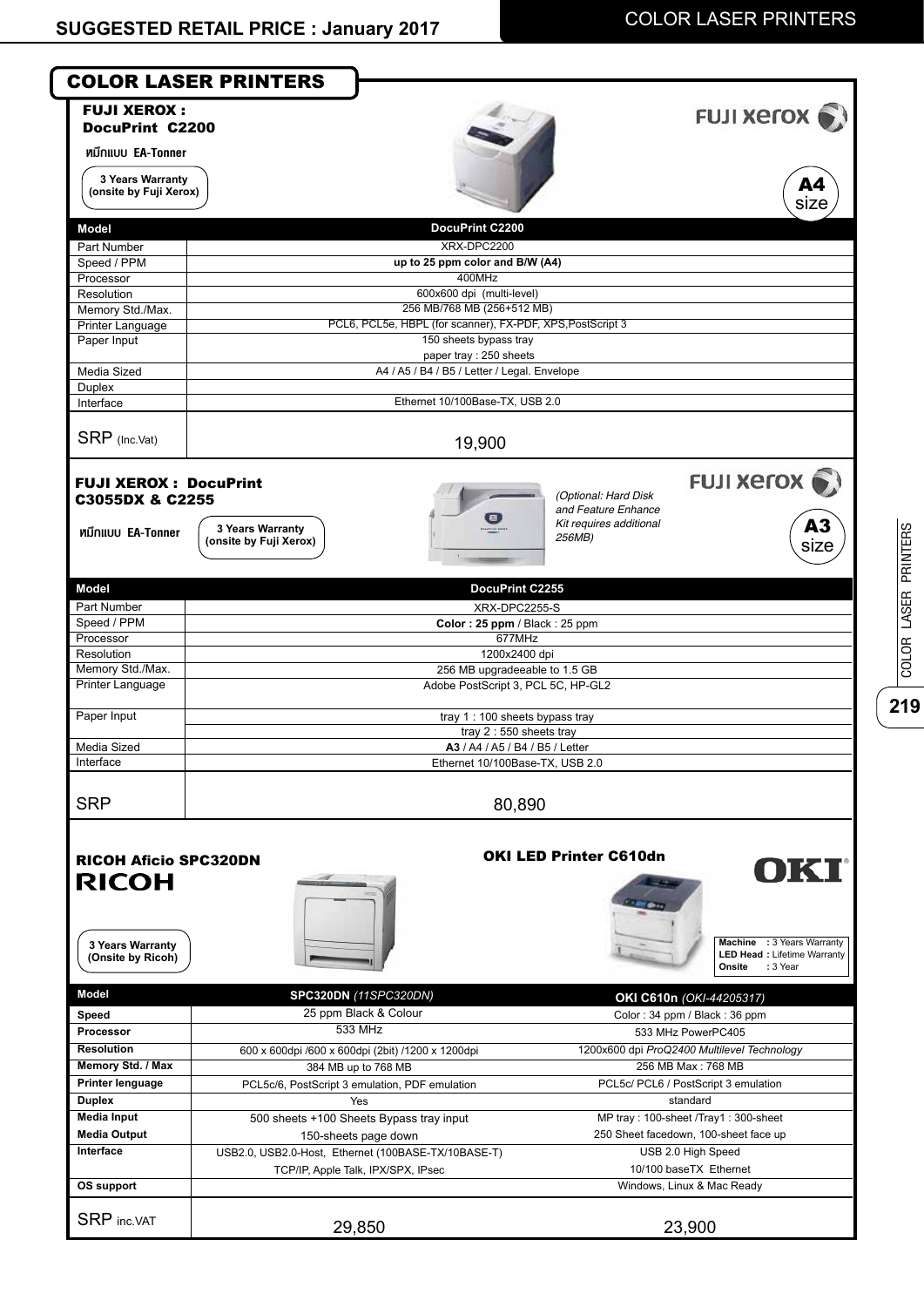# COLOR LASER PRINTERS

## FUJI XEROX : DocuPrint C2200

หมึกแบบ EA-Tonner

3 Years Warranty (onsite by Fuji Xerox)

FUJI xerox

A4 size

| Model | DocuPrint C2200 |
|---|---|
| Part Number | XRX-DPC2200 |
| Speed / PPM | **up to 25 ppm color and B/W (A4)** |
| Processor | 400MHz |
| Resolution | 600x600 dpi (multi-level) |
| Memory Std./Max. | 256 MB/768 MB (256+512 MB) |
| Printer Language | PCL6, PCL5e, HBPL (for scanner), FX-PDF, XPS,PostScript 3 |
| Paper Input | 150 sheets bypass tray<br>paper tray : 250 sheets |
| Media Sized | A4 / A5 / B4 / B5 / Letter / Legal. Envelope |
| Duplex | |
| Interface | Ethernet 10/100Base-TX, USB 2.0 |
| SRP (Inc.Vat) | 19,900 |

## FUJI XEROX : DocuPrint C3055DX & C2255

หมึกแบบ EA-Tonner

3 Years Warranty (onsite by Fuji Xerox)

*(Optional: Hard Disk and Feature Enhance Kit requires additional 256MB)*

FUJI xerox

A3 size

| Model | DocuPrint C2255 |
|---|---|
| Part Number | XRX-DPC2255-S |
| Speed / PPM | **Color : 25 ppm** / Black : 25 ppm |
| Processor | 677MHz |
| Resolution | 1200x2400 dpi |
| Memory Std./Max. | 256 MB upgradeeable to 1.5 GB |
| Printer Language | Adobe PostScript 3, PCL 5C, HP-GL2 |
| Paper Input | tray 1 : 100 sheets bypass tray<br>tray 2 : 550 sheets tray |
| Media Sized | **A3** / A4 / A5 / B4 / B5 / Letter |
| Interface | Ethernet 10/100Base-TX, USB 2.0 |
| SRP | 80,890 |

## RICOH Aficio SPC320DN

RICOH

3 Years Warranty (Onsite by Ricoh)

## OKI LED Printer C610dn

OKI

**Machine** : 3 Years Warranty
**LED Head** : Lifetime Warranty
**Onsite** : 3 Year

| Model | **SPC320DN** *(11SPC320DN)* | **OKI C610n** *(OKI-44205317)* |
|---|---|---|
| **Speed** | 25 ppm Black & Colour | Color : 34 ppm / Black : 36 ppm |
| **Processor** | 533 MHz | 533 MHz PowerPC405 |
| **Resolution** | 600 x 600dpi /600 x 600dpi (2bit) /1200 x 1200dpi | 1200x600 dpi *ProQ2400 Multilevel Technology* |
| **Memory Std. / Max** | 384 MB up to 768 MB | 256 MB Max : 768 MB |
| **Printer lenguage** | PCL5c/6, PostScript 3 emulation, PDF emulation | PCL5c/ PCL6 / PostScript 3 emulation |
| **Duplex** | Yes | standard |
| **Media Input** | 500 sheets +100 Sheets Bypass tray input | MP tray : 100-sheet /Tray1 : 300-sheet |
| **Media Output** | 150-sheets page down | 250 Sheet facedown, 100-sheet face up |
| **Interface** | USB2.0, USB2.0-Host, Ethernet (100BASE-TX/10BASE-T)<br>TCP/IP, Apple Talk, IPX/SPX, IPsec | USB 2.0 High Speed<br>10/100 baseTX Ethernet |
| **OS support** | | Windows, Linux & Mac Ready |
| SRP inc.VAT | 29,850 | 23,900 |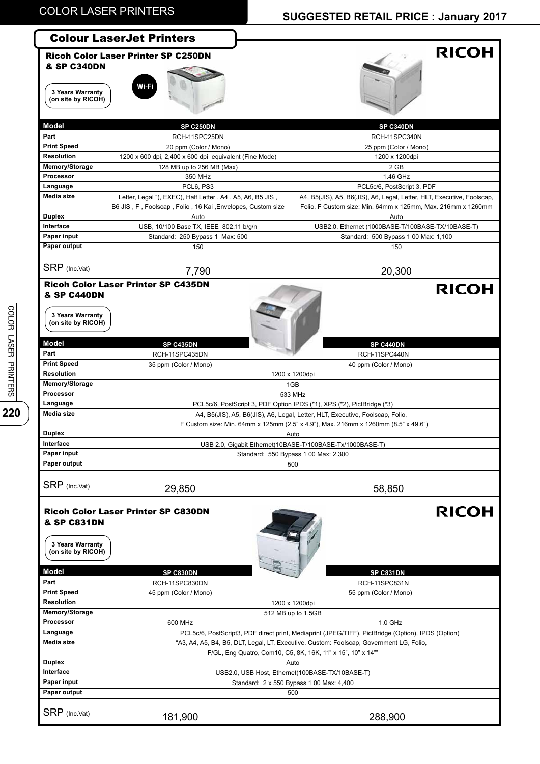## Colour LaserJet Printers

### Ricoh Color Laser Printer SP C250DN & SP C340DN

RICOH

3 Years Warranty (on site by RICOH)

Wi-Fi

| Model | SP C250DN | SP C340DN |
|---|---|---|
| Part | RCH-11SPC25DN | RCH-11SPC340N |
| Print Speed | 20 ppm (Color / Mono) | 25 ppm (Color / Mono) |
| Resolution | 1200 x 600 dpi, 2,400 x 600 dpi equivalent (Fine Mode) | 1200 x 1200dpi |
| Memory/Storage | 128 MB up to 256 MB (Max) | 2 GB |
| Processor | 350 MHz | 1.46 GHz |
| Language | PCL6, PS3 | PCL5c/6, PostScript 3, PDF |
| Media size | Letter, Legal "), EXEC), Half Letter , A4 , A5, A6, B5 JIS , B6 JIS , F , Foolscap , Folio , 16 Kai ,Envelopes, Custom size | A4, B5(JIS), A5, B6(JIS), A6, Legal, Letter, HLT, Executive, Foolscap, Folio, F Custom size: Min. 64mm x 125mm, Max. 216mm x 1260mm |
| Duplex | Auto | Auto |
| Interface | USB, 10/100 Base TX, IEEE 802.11 b/g/n | USB2.0, Ethernet (1000BASE-T/100BASE-TX/10BASE-T) |
| Paper input | Standard: 250 Bypass 1 Max: 500 | Standard: 500 Bypass 1 00 Max: 1,100 |
| Paper output | 150 | 150 |
| SRP (Inc.Vat) | 7,790 | 20,300 |

### Ricoh Color Laser Printer SP C435DN & SP C440DN

RICOH

3 Years Warranty (on site by RICOH)

| Model | SP C435DN | SP C440DN |
|---|---|---|
| Part | RCH-11SPC435DN | RCH-11SPC440N |
| Print Speed | 35 ppm (Color / Mono) | 40 ppm (Color / Mono) |
| Resolution | 1200 x 1200dpi | |
| Memory/Storage | 1GB | |
| Processor | 533 MHz | |
| Language | PCL5c/6, PostScript 3, PDF Option IPDS (*1), XPS (*2), PictBridge (*3) | |
| Media size | A4, B5(JIS), A5, B6(JIS), A6, Legal, Letter, HLT, Executive, Foolscap, Folio, F Custom size: Min. 64mm x 125mm (2.5" x 4.9"), Max. 216mm x 1260mm (8.5" x 49.6") | |
| Duplex | Auto | |
| Interface | USB 2.0, Gigabit Ethernet(10BASE-T/100BASE-Tx/1000BASE-T) | |
| Paper input | Standard: 550 Bypass 1 00 Max: 2,300 | |
| Paper output | 500 | |
| SRP (Inc.Vat) | 29,850 | 58,850 |

### Ricoh Color Laser Printer SP C830DN & SP C831DN

RICOH

3 Years Warranty (on site by RICOH)

| Model | SP C830DN | SP C831DN |
|---|---|---|
| Part | RCH-11SPC830DN | RCH-11SPC831N |
| Print Speed | 45 ppm (Color / Mono) | 55 ppm (Color / Mono) |
| Resolution | 1200 x 1200dpi | |
| Memory/Storage | 512 MB up to 1.5GB | |
| Processor | 600 MHz | 1.0 GHz |
| Language | PCL5c/6, PostScript3, PDF direct print, Mediaprint (JPEG/TIFF), PictBridge (Option), IPDS (Option) | |
| Media size | "A3, A4, A5, B4, B5, DLT, Legal, LT, Executive. Custom: Foolscap, Government LG, Folio, F/GL, Eng Quatro, Com10, C5, 8K, 16K, 11" x 15", 10" x 14"" | |
| Duplex | Auto | |
| Interface | USB2.0, USB Host, Ethernet(100BASE-TX/10BASE-T) | |
| Paper input | Standard: 2 x 550 Bypass 1 00 Max: 4,400 | |
| Paper output | 500 | |
| SRP (Inc.Vat) | 181,900 | 288,900 |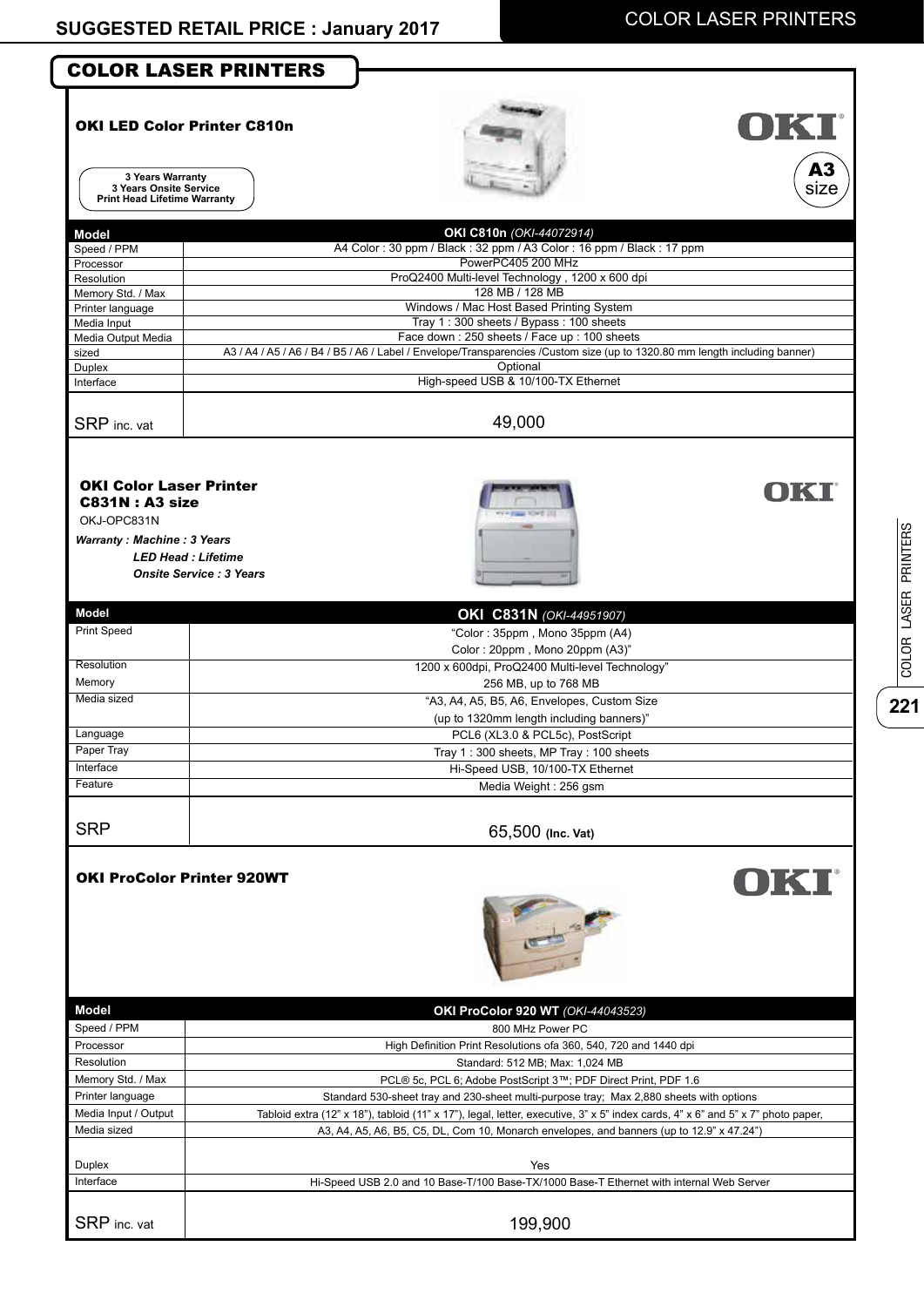## COLOR LASER PRINTERS

### OKI LED Color Printer C810n

OKI

**3 Years Warranty**
**3 Years Onsite Service**
**Print Head Lifetime Warranty**

**A3** size

| Model | OKI C810n *(OKI-44072914)* |
|---|---|
| Speed / PPM | A4 Color : 30 ppm / Black : 32 ppm / A3 Color : 16 ppm / Black : 17 ppm |
| Processor | PowerPC405 200 MHz |
| Resolution | ProQ2400 Multi-level Technology , 1200 x 600 dpi |
| Memory Std. / Max | 128 MB / 128 MB |
| Printer language | Windows / Mac Host Based Printing System |
| Media Input | Tray 1 : 300 sheets / Bypass : 100 sheets |
| Media Output Media | Face down : 250 sheets / Face up : 100 sheets |
| sized | A3 / A4 / A5 / A6 / B4 / B5 / A6 / Label / Envelope/Transparencies /Custom size (up to 1320.80 mm length including banner) |
| Duplex | Optional |
| Interface | High-speed USB & 10/100-TX Ethernet |
| SRP inc. vat | 49,000 |

### OKI Color Laser Printer C831N : A3 size

OKJ-OPC831N

OKI

*Warranty : Machine : 3 Years*
*LED Head : Lifetime*
*Onsite Service : 3 Years*

| Model | **OKI C831N** *(OKI-44951907)* |
|---|---|
| Print Speed | "Color : 35ppm , Mono 35ppm (A4) Color : 20ppm , Mono 20ppm (A3)" |
| Resolution | 1200 x 600dpi, ProQ2400 Multi-level Technology" |
| Memory | 256 MB, up to 768 MB |
| Media sized | "A3, A4, A5, B5, A6, Envelopes, Custom Size (up to 1320mm length including banners)" |
| Language | PCL6 (XL3.0 & PCL5c), PostScript |
| Paper Tray | Tray 1 : 300 sheets, MP Tray : 100 sheets |
| Interface | Hi-Speed USB, 10/100-TX Ethernet |
| Feature | Media Weight : 256 gsm |
| SRP | 65,500 **(Inc. Vat)** |

### OKI ProColor Printer 920WT

OKI

| Model | **OKI ProColor 920 WT** *(OKI-44043523)* |
|---|---|
| Speed / PPM | 800 MHz Power PC |
| Processor | High Definition Print Resolutions ofa 360, 540, 720 and 1440 dpi |
| Resolution | Standard: 512 MB; Max: 1,024 MB |
| Memory Std. / Max | PCL® 5c, PCL 6; Adobe PostScript 3™; PDF Direct Print, PDF 1.6 |
| Printer language | Standard 530-sheet tray and 230-sheet multi-purpose tray; Max 2,880 sheets with options |
| Media Input / Output | Tabloid extra (12" x 18"), tabloid (11" x 17"), legal, letter, executive, 3" x 5" index cards, 4" x 6" and 5" x 7" photo paper, |
| Media sized | A3, A4, A5, A6, B5, C5, DL, Com 10, Monarch envelopes, and banners (up to 12.9" x 47.24") |
| Duplex | Yes |
| Interface | Hi-Speed USB 2.0 and 10 Base-T/100 Base-TX/1000 Base-T Ethernet with internal Web Server |
| SRP inc. vat | 199,900 |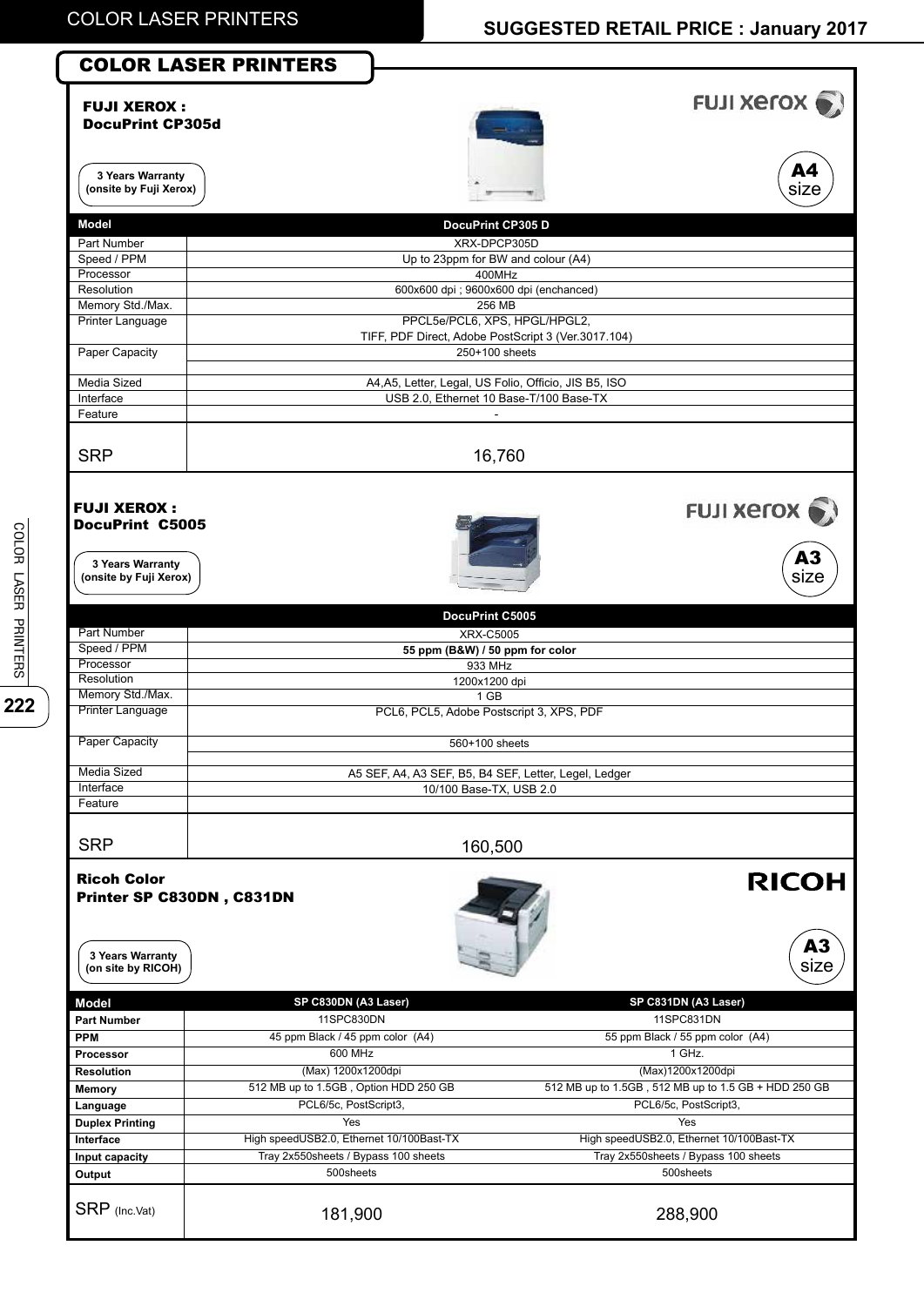# COLOR LASER PRINTERS

## FUJI XEROX : DocuPrint CP305d

3 Years Warranty (onsite by Fuji Xerox)

A4 size

| Model | DocuPrint CP305 D |
|---|---|
| Part Number | XRX-DPCP305D |
| Speed / PPM | Up to 23ppm for BW and colour (A4) |
| Processor | 400MHz |
| Resolution | 600x600 dpi ; 9600x600 dpi (enchanced) |
| Memory Std./Max. | 256 MB |
| Printer Language | PPCL5e/PCL6, XPS, HPGL/HPGL2, TIFF, PDF Direct, Adobe PostScript 3 (Ver.3017.104) |
| Paper Capacity | 250+100 sheets |
| Media Sized | A4,A5, Letter, Legal, US Folio, Officio, JIS B5, ISO |
| Interface | USB 2.0, Ethernet 10 Base-T/100 Base-TX |
| Feature | - |
| SRP | 16,760 |

## FUJI XEROX : DocuPrint C5005

3 Years Warranty (onsite by Fuji Xerox)

A3 size

| | DocuPrint C5005 |
|---|---|
| Part Number | XRX-C5005 |
| Speed / PPM | **55 ppm (B&W) / 50 ppm for color** |
| Processor | 933 MHz |
| Resolution | 1200x1200 dpi |
| Memory Std./Max. | 1 GB |
| Printer Language | PCL6, PCL5, Adobe Postscript 3, XPS, PDF |
| Paper Capacity | 560+100 sheets |
| Media Sized | A5 SEF, A4, A3 SEF, B5, B4 SEF, Letter, Legel, Ledger |
| Interface | 10/100 Base-TX, USB 2.0 |
| Feature | |
| SRP | 160,500 |

## Ricoh Color Printer SP C830DN , C831DN

3 Years Warranty (on site by RICOH)

A3 size

| Model | SP C830DN (A3 Laser) | SP C831DN (A3 Laser) |
|---|---|---|
| **Part Number** | 11SPC830DN | 11SPC831DN |
| **PPM** | 45 ppm Black / 45 ppm color (A4) | 55 ppm Black / 55 ppm color (A4) |
| **Processor** | 600 MHz | 1 GHz. |
| **Resolution** | (Max) 1200x1200dpi | (Max)1200x1200dpi |
| **Memory** | 512 MB up to 1.5GB , Option HDD 250 GB | 512 MB up to 1.5GB , 512 MB up to 1.5 GB + HDD 250 GB |
| **Language** | PCL6/5c, PostScript3, | PCL6/5c, PostScript3, |
| **Duplex Printing** | Yes | Yes |
| **Interface** | High speedUSB2.0, Ethernet 10/100Bast-TX | High speedUSB2.0, Ethernet 10/100Bast-TX |
| **Input capacity** | Tray 2x550sheets / Bypass 100 sheets | Tray 2x550sheets / Bypass 100 sheets |
| **Output** | 500sheets | 500sheets |
| SRP (Inc.Vat) | 181,900 | 288,900 |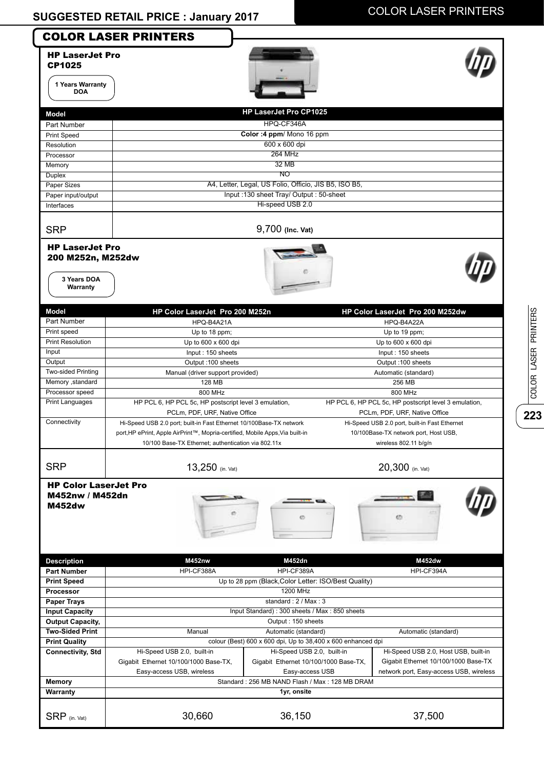# COLOR LASER PRINTERS

## HP LaserJet Pro CP1025

1 Years Warranty DOA

| Model | HP LaserJet Pro CP1025 |
|---|---|
| Part Number | HPQ-CF346A |
| Print Speed | **Color :4 ppm**/ Mono 16 ppm |
| Resolution | 600 x 600 dpi |
| Processor | 264 MHz |
| Memory | 32 MB |
| Duplex | NO |
| Paper Sizes | A4, Letter, Legal, US Folio, Officio, JIS B5, ISO B5, |
| Paper input/output | Input :130 sheet Tray/ Output : 50-sheet |
| Interfaces | Hi-speed USB 2.0 |
| SRP | 9,700 **(Inc. Vat)** |

## HP LaserJet Pro 200 M252n, M252dw

3 Years DOA Warranty

| Model | HP Color LaserJet Pro 200 M252n | HP Color LaserJet Pro 200 M252dw |
|---|---|---|
| Part Number | HPQ-B4A21A | HPQ-B4A22A |
| Print speed | Up to 18 ppm; | Up to 19 ppm; |
| Print Resolution | Up to 600 x 600 dpi | Up to 600 x 600 dpi |
| Input | Input : 150 sheets | Input : 150 sheets |
| Output | Output :100 sheets | Output :100 sheets |
| Two-sided Printing | Manual (driver support provided) | Automatic (standard) |
| Memory ,standard | 128 MB | 256 MB |
| Processor speed | 800 MHz | 800 MHz |
| Print Languages | HP PCL 6, HP PCL 5c, HP postscript level 3 emulation, PCLm, PDF, URF, Native Office | HP PCL 6, HP PCL 5c, HP postscript level 3 emulation, PCLm, PDF, URF, Native Office |
| Connectivity | Hi-Speed USB 2.0 port; built-in Fast Ethernet 10/100Base-TX network port,HP ePrint, Apple AirPrint™, Mopria-certified, Mobile Apps,Via built-in 10/100 Base-TX Ethernet; authentication via 802.11x | Hi-Speed USB 2.0 port, built-in Fast Ethernet 10/100Base-TX network port, Host USB, wireless 802.11 b/g/n |
| SRP | 13,250 (in. Vat) | 20,300 (in. Vat) |

## HP Color LaserJet Pro M452nw / M452dn M452dw

| Description | M452nw | M452dn | M452dw |
|---|---|---|---|
| **Part Number** | HPI-CF388A | HPI-CF389A | HPI-CF394A |
| **Print Speed** | Up to 28 ppm (Black,Color Letter: ISO/Best Quality) | | |
| **Processor** | 1200 MHz | | |
| **Paper Trays** | standard : 2 / Max : 3 | | |
| **Input Capacity** | Input Standard) : 300 sheets / Max : 850 sheets | | |
| **Output Capacity,** | Output : 150 sheets | | |
| **Two-Sided Print** | Manual | Automatic (standard) | Automatic (standard) |
| **Print Quality** | colour (Best) 600 x 600 dpi, Up to 38,400 x 600 enhanced dpi | | |
| **Connectivity, Std** | Hi-Speed USB 2.0, built-in Gigabit Ethernet 10/100/1000 Base-TX, Easy-access USB, wireless | Hi-Speed USB 2.0, built-in Gigabit Ethernet 10/100/1000 Base-TX, Easy-access USB | Hi-Speed USB 2.0, Host USB, built-in Gigabit Ethernet 10/100/1000 Base-TX network port, Easy-access USB, wireless |
| **Memory** | Standard : 256 MB NAND Flash / Max : 128 MB DRAM | | |
| **Warranty** | **1yr, onsite** | | |
| SRP (in. Vat) | 30,660 | 36,150 | 37,500 |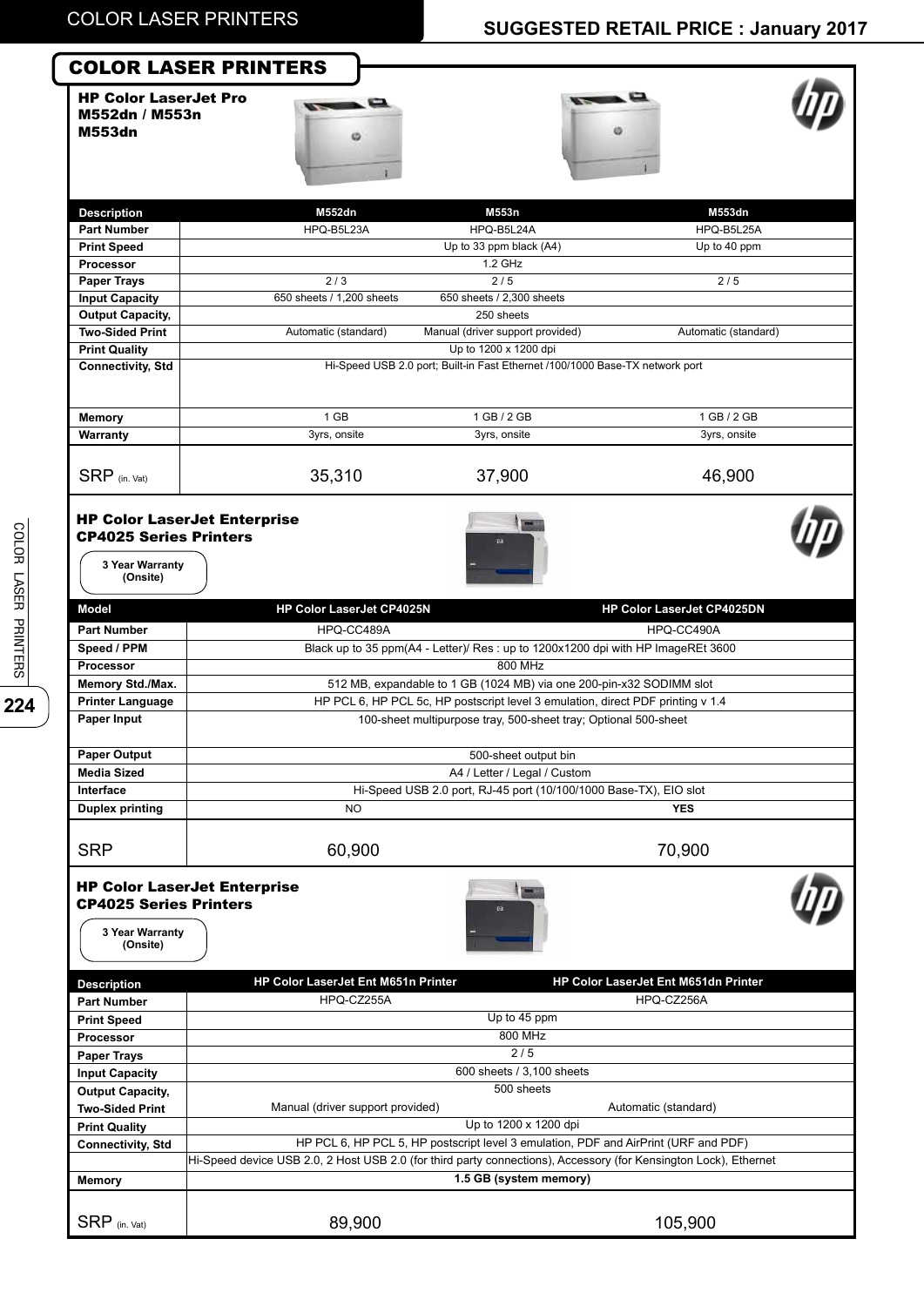## COLOR LASER PRINTERS

### HP Color LaserJet Pro M552dn / M553n M553dn

| Description | M552dn | M553n | M553dn |
|---|---|---|---|
| Part Number | HPQ-B5L23A | HPQ-B5L24A | HPQ-B5L25A |
| Print Speed | | Up to 33 ppm black (A4) | Up to 40 ppm |
| Processor | | 1.2 GHz | |
| Paper Trays | 2 / 3 | 2 / 5 | 2 / 5 |
| Input Capacity | 650 sheets / 1,200 sheets | 650 sheets / 2,300 sheets | |
| Output Capacity, | | 250 sheets | |
| Two-Sided Print | Automatic (standard) | Manual (driver support provided) | Automatic (standard) |
| Print Quality | | Up to 1200 x 1200 dpi | |
| Connectivity, Std | | Hi-Speed USB 2.0 port; Built-in Fast Ethernet /100/1000 Base-TX network port | |
| Memory | 1 GB | 1 GB / 2 GB | 1 GB / 2 GB |
| Warranty | 3yrs, onsite | 3yrs, onsite | 3yrs, onsite |
| SRP (in. Vat) | 35,310 | 37,900 | 46,900 |

### HP Color LaserJet Enterprise CP4025 Series Printers

3 Year Warranty (Onsite)

| Model | HP Color LaserJet CP4025N | HP Color LaserJet CP4025DN |
|---|---|---|
| Part Number | HPQ-CC489A | HPQ-CC490A |
| Speed / PPM | Black up to 35 ppm(A4 - Letter)/ Res : up to 1200x1200 dpi with HP ImageREt 3600 | |
| Processor | 800 MHz | |
| Memory Std./Max. | 512 MB, expandable to 1 GB (1024 MB) via one 200-pin-x32 SODIMM slot | |
| Printer Language | HP PCL 6, HP PCL 5c, HP postscript level 3 emulation, direct PDF printing v 1.4 | |
| Paper Input | 100-sheet multipurpose tray, 500-sheet tray; Optional 500-sheet | |
| Paper Output | 500-sheet output bin | |
| Media Sized | A4 / Letter / Legal / Custom | |
| Interface | Hi-Speed USB 2.0 port, RJ-45 port (10/100/1000 Base-TX), EIO slot | |
| Duplex printing | NO | **YES** |
| SRP | 60,900 | 70,900 |

### HP Color LaserJet Enterprise CP4025 Series Printers

3 Year Warranty (Onsite)

| Description | HP Color LaserJet Ent M651n Printer | HP Color LaserJet Ent M651dn Printer |
|---|---|---|
| Part Number | HPQ-CZ255A | HPQ-CZ256A |
| Print Speed | Up to 45 ppm | |
| Processor | 800 MHz | |
| Paper Trays | 2 / 5 | |
| Input Capacity | 600 sheets / 3,100 sheets | |
| Output Capacity, | 500 sheets | |
| Two-Sided Print | Manual (driver support provided) | Automatic (standard) |
| Print Quality | Up to 1200 x 1200 dpi | |
| Connectivity, Std | HP PCL 6, HP PCL 5, HP postscript level 3 emulation, PDF and AirPrint (URF and PDF) | |
| | Hi-Speed device USB 2.0, 2 Host USB 2.0 (for third party connections), Accessory (for Kensington Lock), Ethernet | |
| Memory | **1.5 GB (system memory)** | |
| SRP (in. Vat) | 89,900 | 105,900 |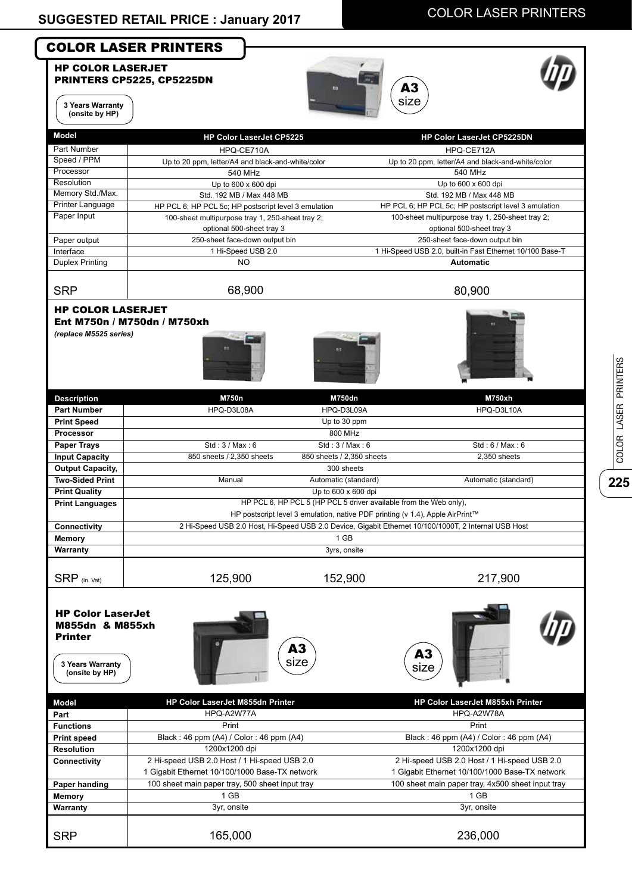# COLOR LASER PRINTERS

## HP COLOR LASERJET PRINTERS CP5225, CP5225DN

3 Years Warranty (onsite by HP)

A3 size

| Model | HP Color LaserJet CP5225 | HP Color LaserJet CP5225DN |
|---|---|---|
| Part Number | HPQ-CE710A | HPQ-CE712A |
| Speed / PPM | Up to 20 ppm, letter/A4 and black-and-white/color | Up to 20 ppm, letter/A4 and black-and-white/color |
| Processor | 540 MHz | 540 MHz |
| Resolution | Up to 600 x 600 dpi | Up to 600 x 600 dpi |
| Memory Std./Max. | Std. 192 MB / Max 448 MB | Std. 192 MB / Max 448 MB |
| Printer Language | HP PCL 6; HP PCL 5c; HP postscript level 3 emulation | HP PCL 6; HP PCL 5c; HP postscript level 3 emulation |
| Paper Input | 100-sheet multipurpose tray 1, 250-sheet tray 2; optional 500-sheet tray 3 | 100-sheet multipurpose tray 1, 250-sheet tray 2; optional 500-sheet tray 3 |
| Paper output | 250-sheet face-down output bin | 250-sheet face-down output bin |
| Interface | 1 Hi-Speed USB 2.0 | 1 Hi-Speed USB 2.0, built-in Fast Ethernet 10/100 Base-T |
| Duplex Printing | NO | **Automatic** |
| SRP | 68,900 | 80,900 |

## HP COLOR LASERJET Ent M750n / M750dn / M750xh

*(replace M5525 series)*

| Description | M750n | M750dn | M750xh |
|---|---|---|---|
| **Part Number** | HPQ-D3L08A | HPQ-D3L09A | HPQ-D3L10A |
| **Print Speed** | Up to 30 ppm | | |
| **Processor** | 800 MHz | | |
| **Paper Trays** | Std : 3 / Max : 6 | Std : 3 / Max : 6 | Std : 6 / Max : 6 |
| **Input Capacity** | 850 sheets / 2,350 sheets | 850 sheets / 2,350 sheets | 2,350 sheets |
| **Output Capacity,** | 300 sheets | | |
| **Two-Sided Print** | Manual | Automatic (standard) | Automatic (standard) |
| **Print Quality** | Up to 600 x 600 dpi | | |
| **Print Languages** | HP PCL 6, HP PCL 5 (HP PCL 5 driver available from the Web only), HP postscript level 3 emulation, native PDF printing (v 1.4), Apple AirPrint™ | | |
| **Connectivity** | 2 Hi-Speed USB 2.0 Host, Hi-Speed USB 2.0 Device, Gigabit Ethernet 10/100/1000T, 2 Internal USB Host | | |
| **Memory** | 1 GB | | |
| **Warranty** | 3yrs, onsite | | |
| SRP (in. Vat) | 125,900 | 152,900 | 217,900 |

## HP Color LaserJet M855dn & M855xh Printer

3 Years Warranty (onsite by HP)

A3 size

| Model | HP Color LaserJet M855dn Printer | HP Color LaserJet M855xh Printer |
|---|---|---|
| **Part** | HPQ-A2W77A | HPQ-A2W78A |
| **Functions** | Print | Print |
| **Print speed** | Black : 46 ppm (A4) / Color : 46 ppm (A4) | Black : 46 ppm (A4) / Color : 46 ppm (A4) |
| **Resolution** | 1200x1200 dpi | 1200x1200 dpi |
| **Connectivity** | 2 Hi-speed USB 2.0 Host / 1 Hi-speed USB 2.0 1 Gigabit Ethernet 10/100/1000 Base-TX network | 2 Hi-speed USB 2.0 Host / 1 Hi-speed USB 2.0 1 Gigabit Ethernet 10/100/1000 Base-TX network |
| **Paper handing** | 100 sheet main paper tray, 500 sheet input tray | 100 sheet main paper tray, 4x500 sheet input tray |
| **Memory** | 1 GB | 1 GB |
| **Warranty** | 3yr, onsite | 3yr, onsite |
| SRP | 165,000 | 236,000 |